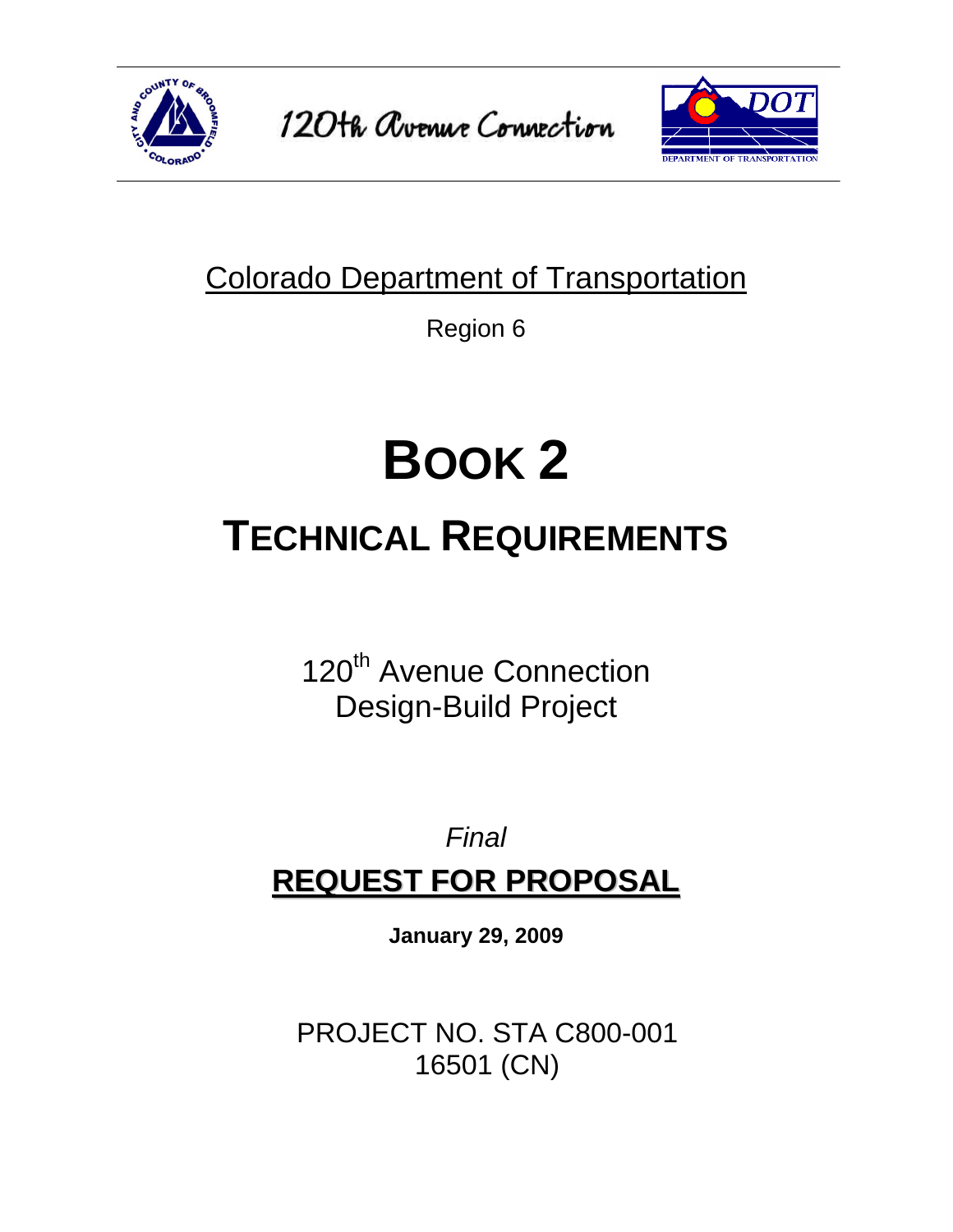120th Avenue Connection

Colorado Department of Transportation

Region 6

# BOOK 2

# TECHNICAL REQUIREMENTS

120th Avenue Connection
Design-Build Project

*Final*

**REQUEST FOR PROPOSAL**

**January 29, 2009**

PROJECT NO. STA C800-001
16501 (CN)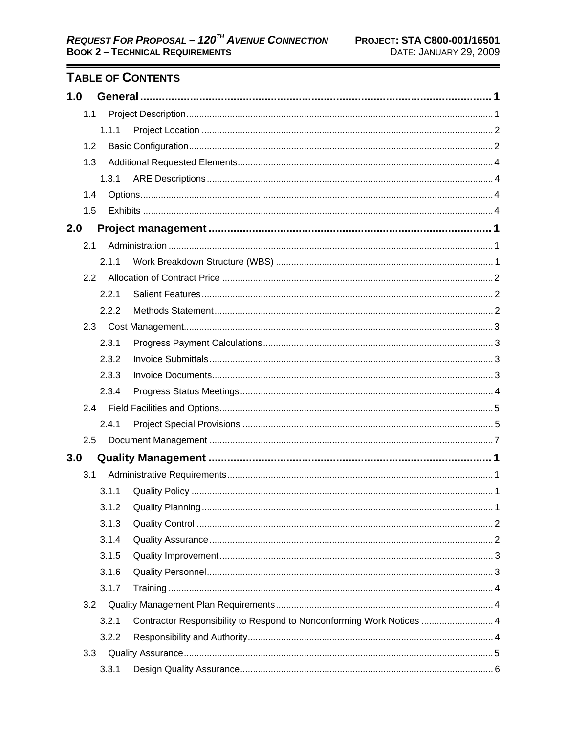## Table of Contents

| | | |
|---|---|---|
| **1.0** | **General** | **1** |
| 1.1 | Project Description | 1 |
| 1.1.1 | Project Location | 2 |
| 1.2 | Basic Configuration | 2 |
| 1.3 | Additional Requested Elements | 4 |
| 1.3.1 | ARE Descriptions | 4 |
| 1.4 | Options | 4 |
| 1.5 | Exhibits | 4 |
| **2.0** | **Project management** | **1** |
| 2.1 | Administration | 1 |
| 2.1.1 | Work Breakdown Structure (WBS) | 1 |
| 2.2 | Allocation of Contract Price | 2 |
| 2.2.1 | Salient Features | 2 |
| 2.2.2 | Methods Statement | 2 |
| 2.3 | Cost Management | 3 |
| 2.3.1 | Progress Payment Calculations | 3 |
| 2.3.2 | Invoice Submittals | 3 |
| 2.3.3 | Invoice Documents | 3 |
| 2.3.4 | Progress Status Meetings | 4 |
| 2.4 | Field Facilities and Options | 5 |
| 2.4.1 | Project Special Provisions | 5 |
| 2.5 | Document Management | 7 |
| **3.0** | **Quality Management** | **1** |
| 3.1 | Administrative Requirements | 1 |
| 3.1.1 | Quality Policy | 1 |
| 3.1.2 | Quality Planning | 1 |
| 3.1.3 | Quality Control | 2 |
| 3.1.4 | Quality Assurance | 2 |
| 3.1.5 | Quality Improvement | 3 |
| 3.1.6 | Quality Personnel | 3 |
| 3.1.7 | Training | 4 |
| 3.2 | Quality Management Plan Requirements | 4 |
| 3.2.1 | Contractor Responsibility to Respond to Nonconforming Work Notices | 4 |
| 3.2.2 | Responsibility and Authority | 4 |
| 3.3 | Quality Assurance | 5 |
| 3.3.1 | Design Quality Assurance | 6 |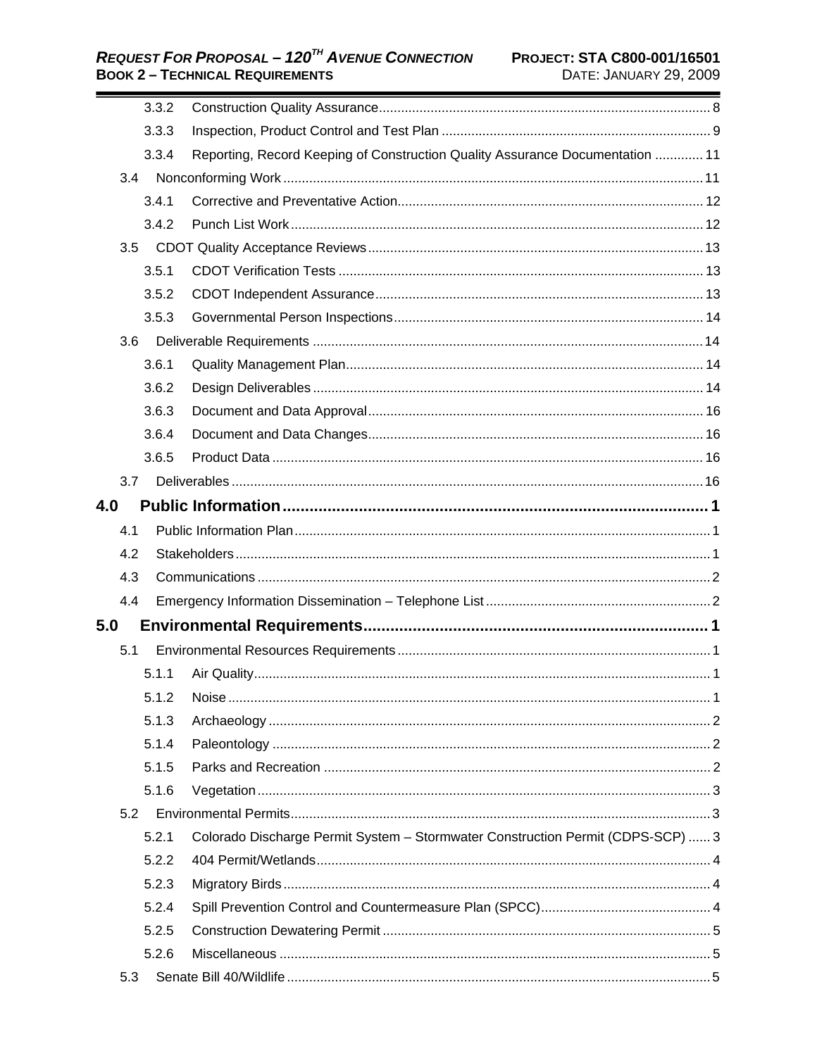3.3.2 Construction Quality Assurance ........ 8

3.3.3 Inspection, Product Control and Test Plan ........ 9

3.3.4 Reporting, Record Keeping of Construction Quality Assurance Documentation ........ 11

3.4 Nonconforming Work ........ 11

3.4.1 Corrective and Preventative Action ........ 12

3.4.2 Punch List Work ........ 12

3.5 CDOT Quality Acceptance Reviews ........ 13

3.5.1 CDOT Verification Tests ........ 13

3.5.2 CDOT Independent Assurance ........ 13

3.5.3 Governmental Person Inspections ........ 14

3.6 Deliverable Requirements ........ 14

3.6.1 Quality Management Plan ........ 14

3.6.2 Design Deliverables ........ 14

3.6.3 Document and Data Approval ........ 16

3.6.4 Document and Data Changes ........ 16

3.6.5 Product Data ........ 16

3.7 Deliverables ........ 16

**4.0 Public Information ........ 1**

4.1 Public Information Plan ........ 1

4.2 Stakeholders ........ 1

4.3 Communications ........ 2

4.4 Emergency Information Dissemination – Telephone List ........ 2

**5.0 Environmental Requirements ........ 1**

5.1 Environmental Resources Requirements ........ 1

5.1.1 Air Quality ........ 1

5.1.2 Noise ........ 1

5.1.3 Archaeology ........ 2

5.1.4 Paleontology ........ 2

5.1.5 Parks and Recreation ........ 2

5.1.6 Vegetation ........ 3

5.2 Environmental Permits ........ 3

5.2.1 Colorado Discharge Permit System – Stormwater Construction Permit (CDPS-SCP) ........ 3

5.2.2 404 Permit/Wetlands ........ 4

5.2.3 Migratory Birds ........ 4

5.2.4 Spill Prevention Control and Countermeasure Plan (SPCC) ........ 4

5.2.5 Construction Dewatering Permit ........ 5

5.2.6 Miscellaneous ........ 5

5.3 Senate Bill 40/Wildlife ........ 5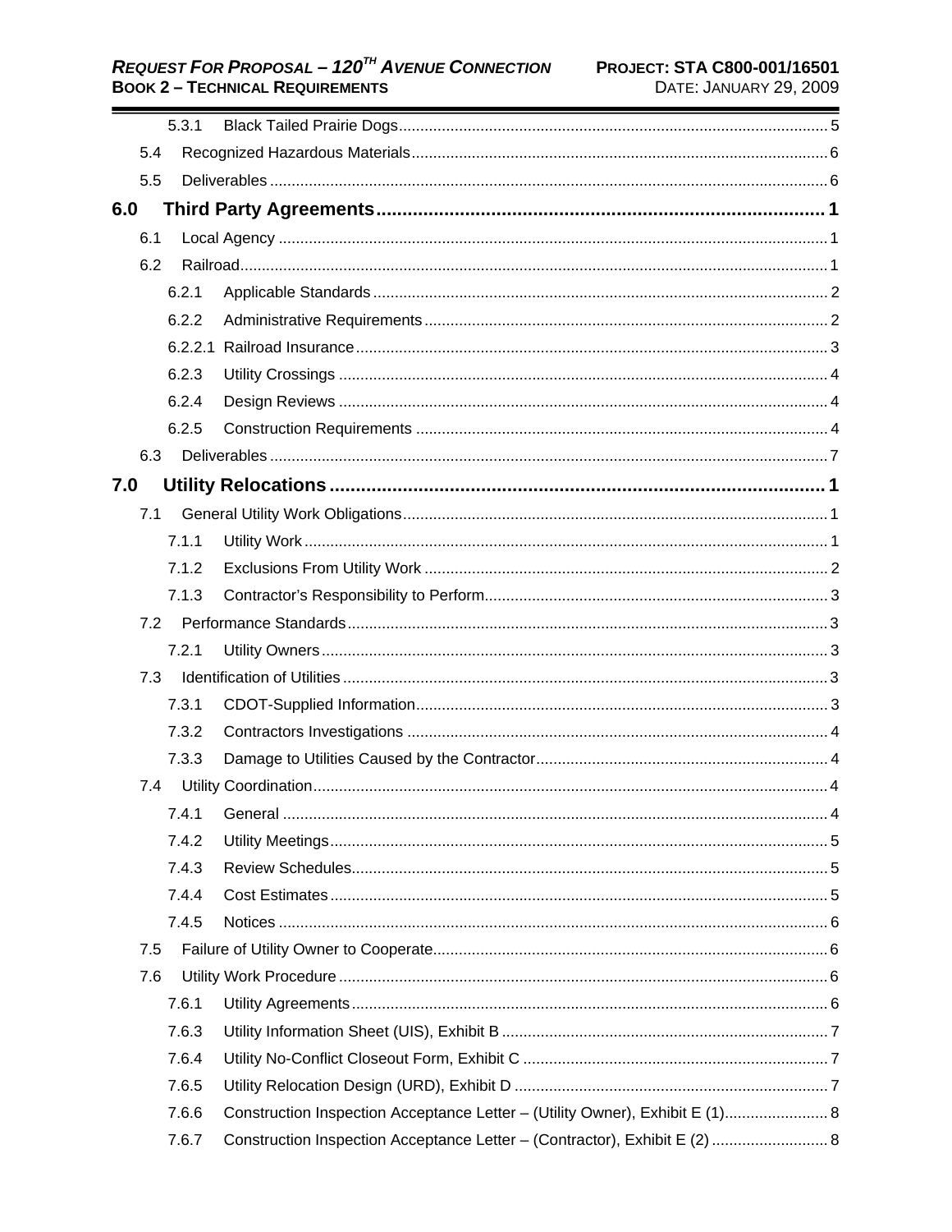5.3.1 Black Tailed Prairie Dogs ..... 5

5.4 Recognized Hazardous Materials ..... 6

5.5 Deliverables ..... 6

**6.0 Third Party Agreements ..... 1**

6.1 Local Agency ..... 1

6.2 Railroad ..... 1

6.2.1 Applicable Standards ..... 2

6.2.2 Administrative Requirements ..... 2

6.2.2.1 Railroad Insurance ..... 3

6.2.3 Utility Crossings ..... 4

6.2.4 Design Reviews ..... 4

6.2.5 Construction Requirements ..... 4

6.3 Deliverables ..... 7

**7.0 Utility Relocations ..... 1**

7.1 General Utility Work Obligations ..... 1

7.1.1 Utility Work ..... 1

7.1.2 Exclusions From Utility Work ..... 2

7.1.3 Contractor's Responsibility to Perform ..... 3

7.2 Performance Standards ..... 3

7.2.1 Utility Owners ..... 3

7.3 Identification of Utilities ..... 3

7.3.1 CDOT-Supplied Information ..... 3

7.3.2 Contractors Investigations ..... 4

7.3.3 Damage to Utilities Caused by the Contractor ..... 4

7.4 Utility Coordination ..... 4

7.4.1 General ..... 4

7.4.2 Utility Meetings ..... 5

7.4.3 Review Schedules ..... 5

7.4.4 Cost Estimates ..... 5

7.4.5 Notices ..... 6

7.5 Failure of Utility Owner to Cooperate ..... 6

7.6 Utility Work Procedure ..... 6

7.6.1 Utility Agreements ..... 6

7.6.3 Utility Information Sheet (UIS), Exhibit B ..... 7

7.6.4 Utility No-Conflict Closeout Form, Exhibit C ..... 7

7.6.5 Utility Relocation Design (URD), Exhibit D ..... 7

7.6.6 Construction Inspection Acceptance Letter – (Utility Owner), Exhibit E (1) ..... 8

7.6.7 Construction Inspection Acceptance Letter – (Contractor), Exhibit E (2) ..... 8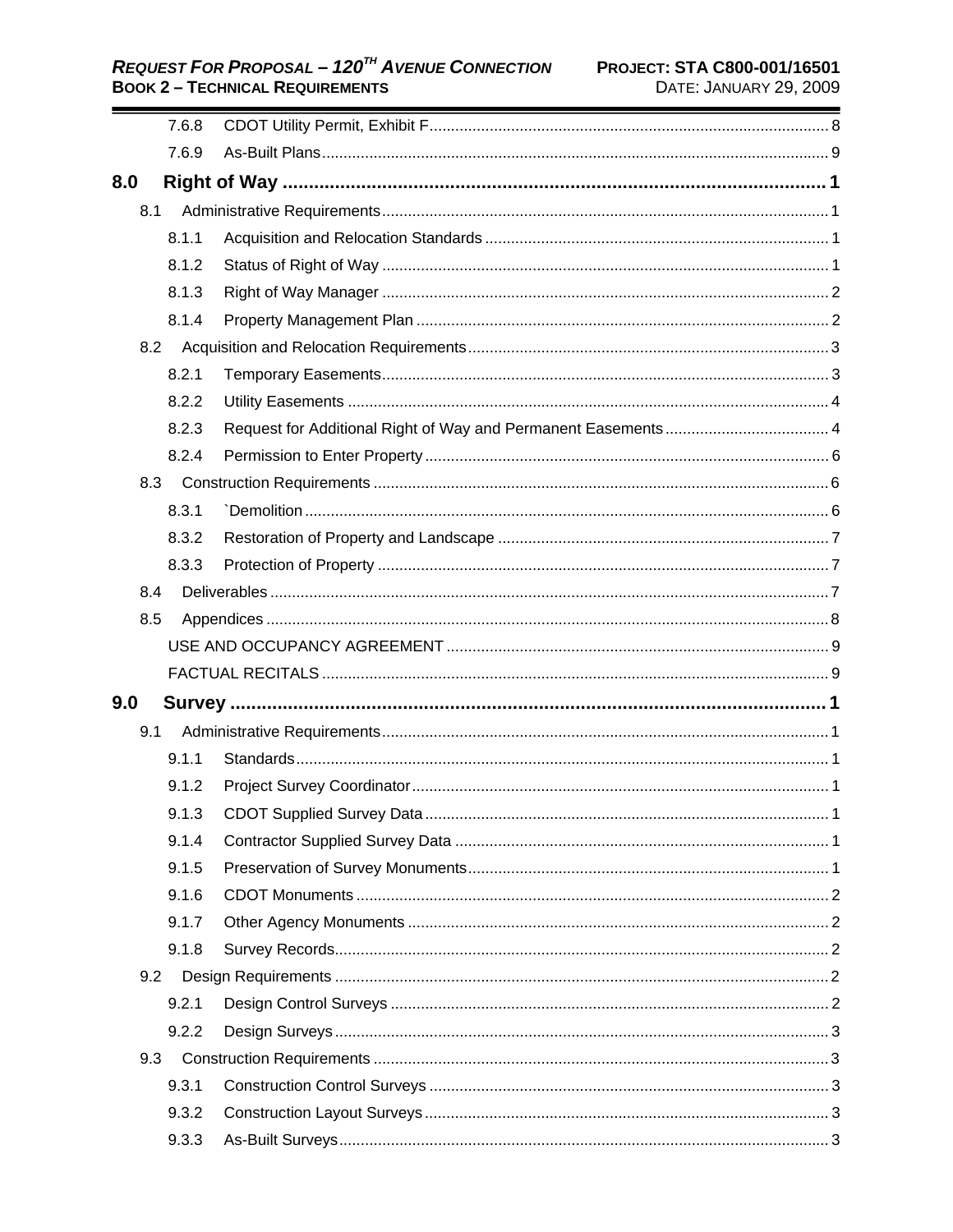| | | |
|---|---|---|
| 7.6.8 | CDOT Utility Permit, Exhibit F | 8 |
| 7.6.9 | As-Built Plans | 9 |
| **8.0** | **Right of Way** | **1** |
| 8.1 | Administrative Requirements | 1 |
| 8.1.1 | Acquisition and Relocation Standards | 1 |
| 8.1.2 | Status of Right of Way | 1 |
| 8.1.3 | Right of Way Manager | 2 |
| 8.1.4 | Property Management Plan | 2 |
| 8.2 | Acquisition and Relocation Requirements | 3 |
| 8.2.1 | Temporary Easements | 3 |
| 8.2.2 | Utility Easements | 4 |
| 8.2.3 | Request for Additional Right of Way and Permanent Easements | 4 |
| 8.2.4 | Permission to Enter Property | 6 |
| 8.3 | Construction Requirements | 6 |
| 8.3.1 | `Demolition | 6 |
| 8.3.2 | Restoration of Property and Landscape | 7 |
| 8.3.3 | Protection of Property | 7 |
| 8.4 | Deliverables | 7 |
| 8.5 | Appendices | 8 |
| | USE AND OCCUPANCY AGREEMENT | 9 |
| | FACTUAL RECITALS | 9 |
| **9.0** | **Survey** | **1** |
| 9.1 | Administrative Requirements | 1 |
| 9.1.1 | Standards | 1 |
| 9.1.2 | Project Survey Coordinator | 1 |
| 9.1.3 | CDOT Supplied Survey Data | 1 |
| 9.1.4 | Contractor Supplied Survey Data | 1 |
| 9.1.5 | Preservation of Survey Monuments | 1 |
| 9.1.6 | CDOT Monuments | 2 |
| 9.1.7 | Other Agency Monuments | 2 |
| 9.1.8 | Survey Records | 2 |
| 9.2 | Design Requirements | 2 |
| 9.2.1 | Design Control Surveys | 2 |
| 9.2.2 | Design Surveys | 3 |
| 9.3 | Construction Requirements | 3 |
| 9.3.1 | Construction Control Surveys | 3 |
| 9.3.2 | Construction Layout Surveys | 3 |
| 9.3.3 | As-Built Surveys | 3 |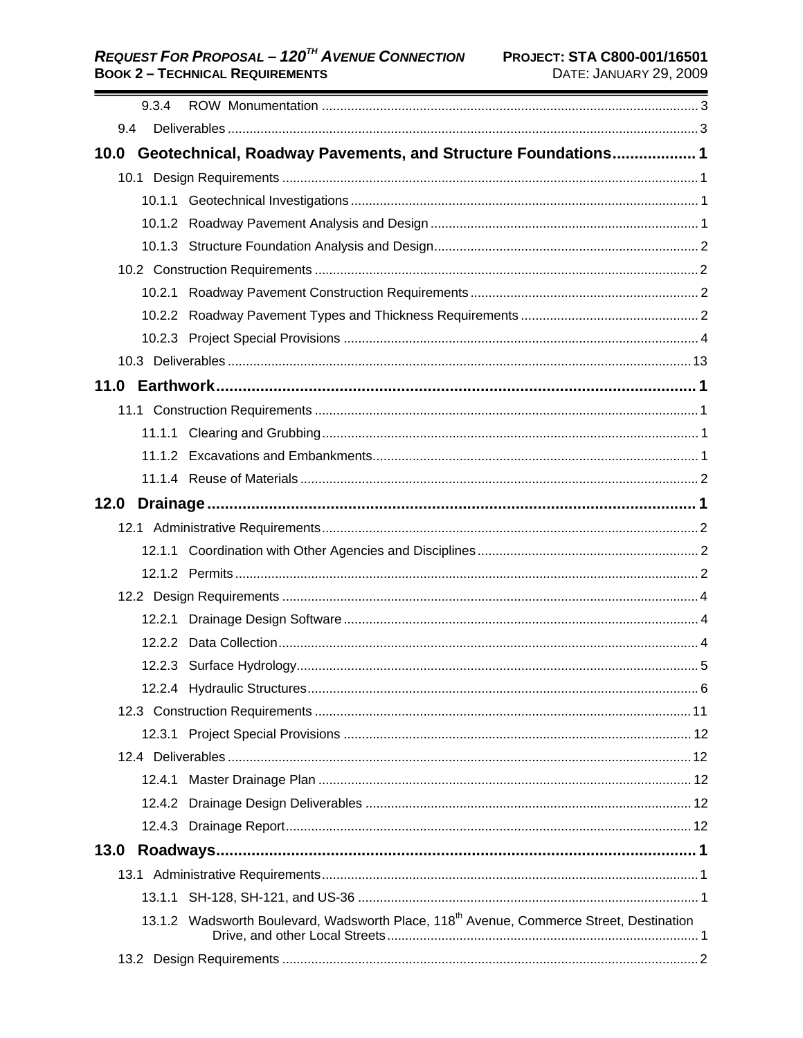9.3.4 ROW Monumentation ..... 3

9.4 Deliverables ..... 3

**10.0 Geotechnical, Roadway Pavements, and Structure Foundations ..... 1**

10.1 Design Requirements ..... 1

10.1.1 Geotechnical Investigations ..... 1

10.1.2 Roadway Pavement Analysis and Design ..... 1

10.1.3 Structure Foundation Analysis and Design ..... 2

10.2 Construction Requirements ..... 2

10.2.1 Roadway Pavement Construction Requirements ..... 2

10.2.2 Roadway Pavement Types and Thickness Requirements ..... 2

10.2.3 Project Special Provisions ..... 4

10.3 Deliverables ..... 13

**11.0 Earthwork ..... 1**

11.1 Construction Requirements ..... 1

11.1.1 Clearing and Grubbing ..... 1

11.1.2 Excavations and Embankments ..... 1

11.1.4 Reuse of Materials ..... 2

**12.0 Drainage ..... 1**

12.1 Administrative Requirements ..... 2

12.1.1 Coordination with Other Agencies and Disciplines ..... 2

12.1.2 Permits ..... 2

12.2 Design Requirements ..... 4

12.2.1 Drainage Design Software ..... 4

12.2.2 Data Collection ..... 4

12.2.3 Surface Hydrology ..... 5

12.2.4 Hydraulic Structures ..... 6

12.3 Construction Requirements ..... 11

12.3.1 Project Special Provisions ..... 12

12.4 Deliverables ..... 12

12.4.1 Master Drainage Plan ..... 12

12.4.2 Drainage Design Deliverables ..... 12

12.4.3 Drainage Report ..... 12

**13.0 Roadways ..... 1**

13.1 Administrative Requirements ..... 1

13.1.1 SH-128, SH-121, and US-36 ..... 1

13.1.2 Wadsworth Boulevard, Wadsworth Place, 118th Avenue, Commerce Street, Destination Drive, and other Local Streets ..... 1

13.2 Design Requirements ..... 2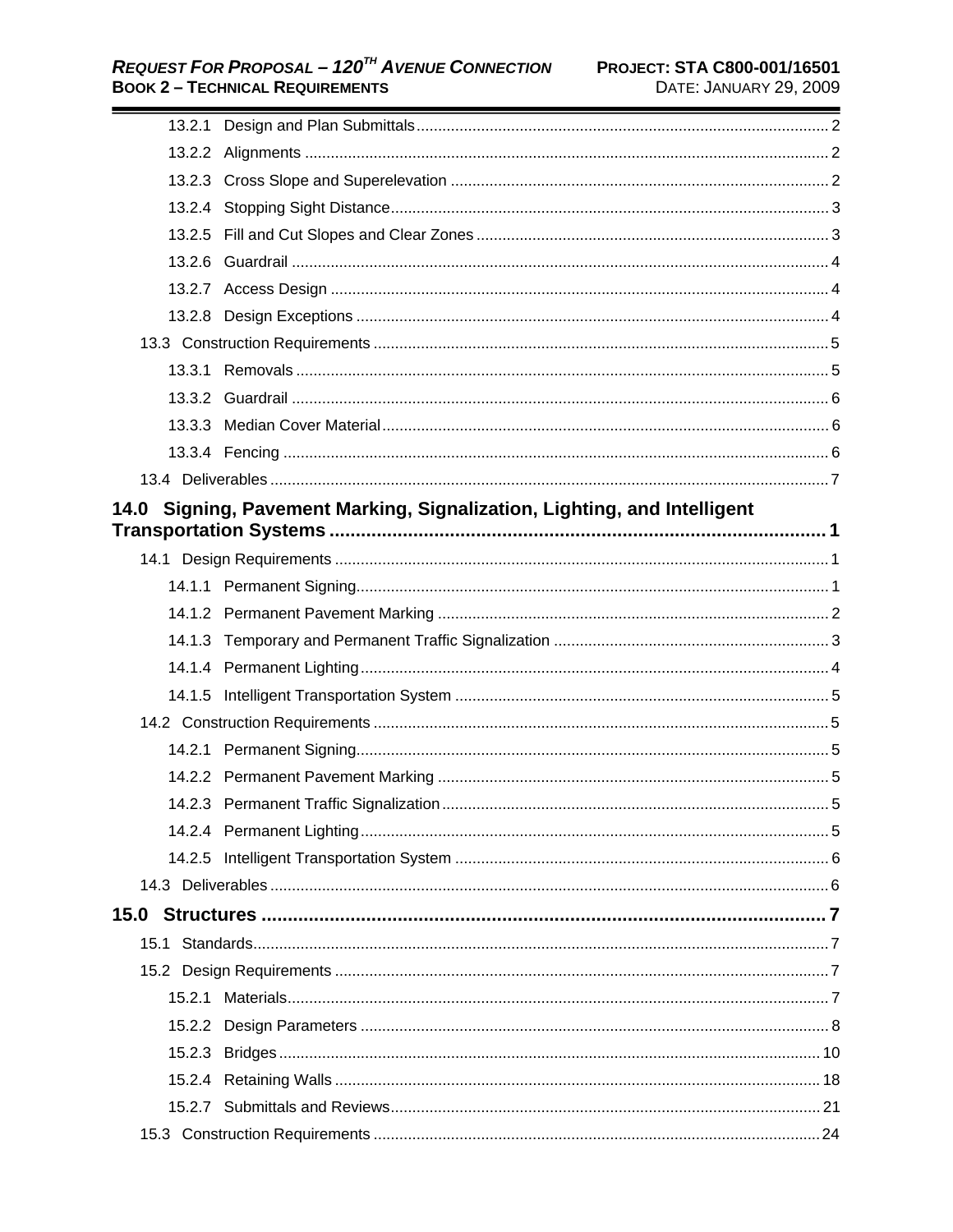13.2.1 Design and Plan Submittals .......... 2

13.2.2 Alignments .......... 2

13.2.3 Cross Slope and Superelevation .......... 2

13.2.4 Stopping Sight Distance .......... 3

13.2.5 Fill and Cut Slopes and Clear Zones .......... 3

13.2.6 Guardrail .......... 4

13.2.7 Access Design .......... 4

13.2.8 Design Exceptions .......... 4

13.3 Construction Requirements .......... 5

13.3.1 Removals .......... 5

13.3.2 Guardrail .......... 6

13.3.3 Median Cover Material .......... 6

13.3.4 Fencing .......... 6

13.4 Deliverables .......... 7

**14.0 Signing, Pavement Marking, Signalization, Lighting, and Intelligent Transportation Systems .......... 1**

14.1 Design Requirements .......... 1

14.1.1 Permanent Signing .......... 1

14.1.2 Permanent Pavement Marking .......... 2

14.1.3 Temporary and Permanent Traffic Signalization .......... 3

14.1.4 Permanent Lighting .......... 4

14.1.5 Intelligent Transportation System .......... 5

14.2 Construction Requirements .......... 5

14.2.1 Permanent Signing .......... 5

14.2.2 Permanent Pavement Marking .......... 5

14.2.3 Permanent Traffic Signalization .......... 5

14.2.4 Permanent Lighting .......... 5

14.2.5 Intelligent Transportation System .......... 6

14.3 Deliverables .......... 6

**15.0 Structures .......... 7**

15.1 Standards .......... 7

15.2 Design Requirements .......... 7

15.2.1 Materials .......... 7

15.2.2 Design Parameters .......... 8

15.2.3 Bridges .......... 10

15.2.4 Retaining Walls .......... 18

15.2.7 Submittals and Reviews .......... 21

15.3 Construction Requirements .......... 24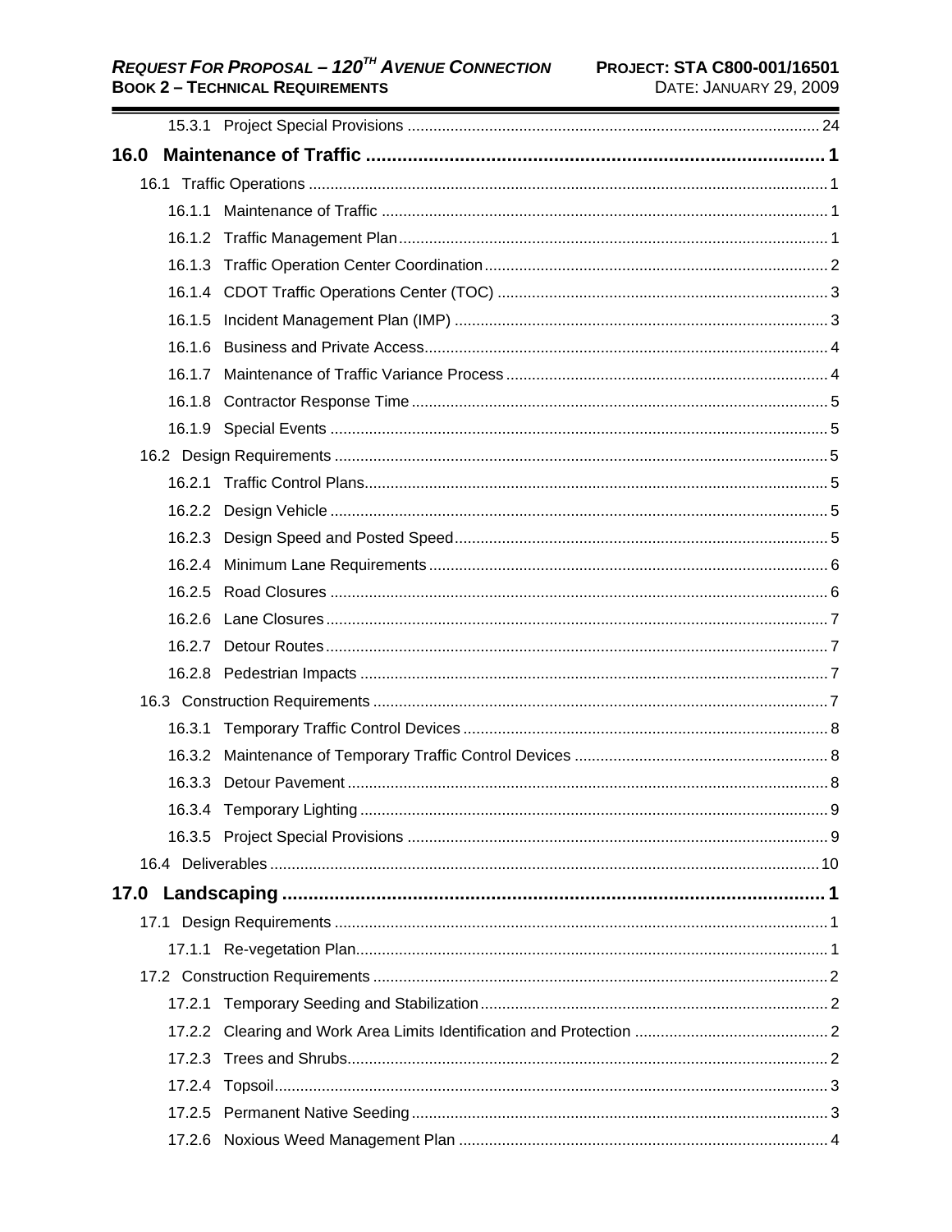15.3.1 Project Special Provisions ... 24

**16.0 Maintenance of Traffic ... 1**

16.1 Traffic Operations ... 1

16.1.1 Maintenance of Traffic ... 1

16.1.2 Traffic Management Plan ... 1

16.1.3 Traffic Operation Center Coordination ... 2

16.1.4 CDOT Traffic Operations Center (TOC) ... 3

16.1.5 Incident Management Plan (IMP) ... 3

16.1.6 Business and Private Access ... 4

16.1.7 Maintenance of Traffic Variance Process ... 4

16.1.8 Contractor Response Time ... 5

16.1.9 Special Events ... 5

16.2 Design Requirements ... 5

16.2.1 Traffic Control Plans ... 5

16.2.2 Design Vehicle ... 5

16.2.3 Design Speed and Posted Speed ... 5

16.2.4 Minimum Lane Requirements ... 6

16.2.5 Road Closures ... 6

16.2.6 Lane Closures ... 7

16.2.7 Detour Routes ... 7

16.2.8 Pedestrian Impacts ... 7

16.3 Construction Requirements ... 7

16.3.1 Temporary Traffic Control Devices ... 8

16.3.2 Maintenance of Temporary Traffic Control Devices ... 8

16.3.3 Detour Pavement ... 8

16.3.4 Temporary Lighting ... 9

16.3.5 Project Special Provisions ... 9

16.4 Deliverables ... 10

**17.0 Landscaping ... 1**

17.1 Design Requirements ... 1

17.1.1 Re-vegetation Plan ... 1

17.2 Construction Requirements ... 2

17.2.1 Temporary Seeding and Stabilization ... 2

17.2.2 Clearing and Work Area Limits Identification and Protection ... 2

17.2.3 Trees and Shrubs ... 2

17.2.4 Topsoil ... 3

17.2.5 Permanent Native Seeding ... 3

17.2.6 Noxious Weed Management Plan ... 4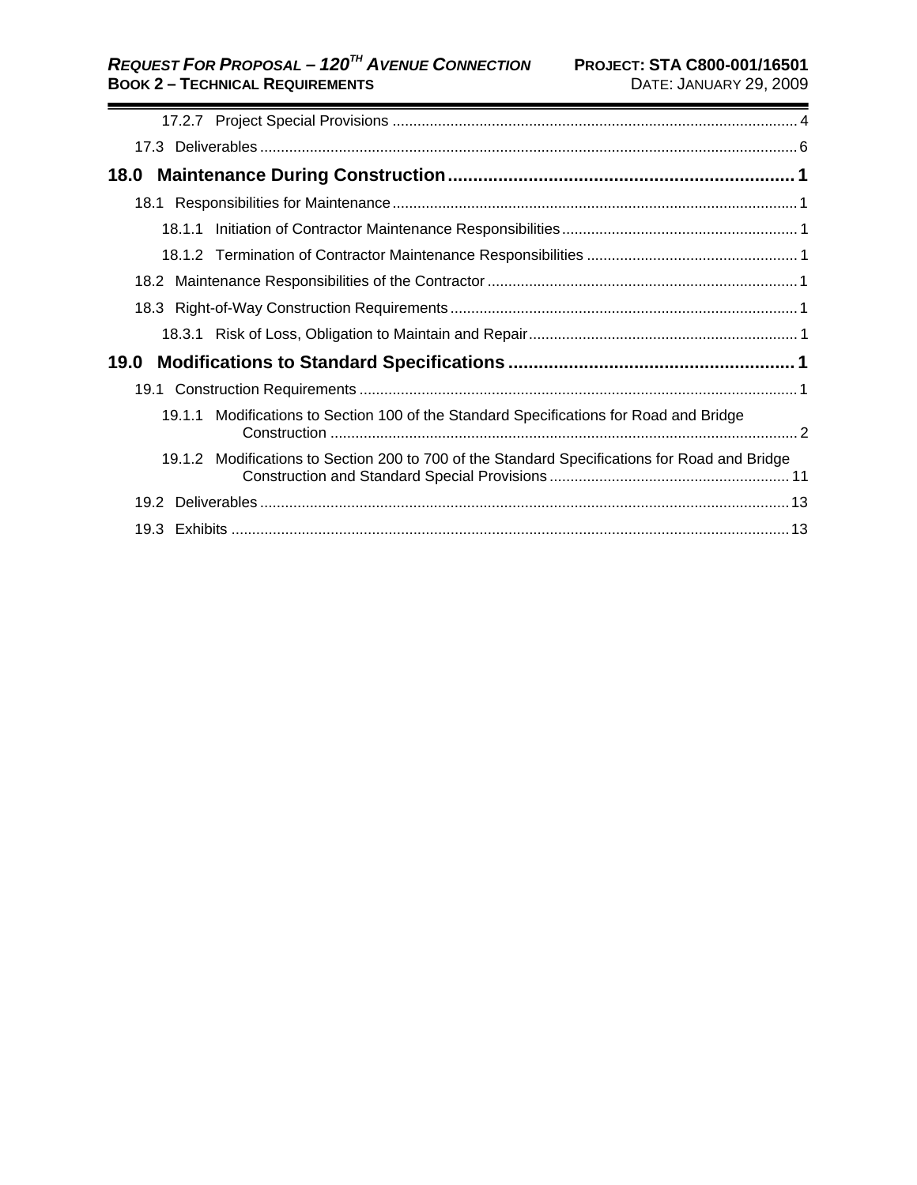17.2.7 Project Special Provisions ........................................ 4

17.3 Deliverables ........................................ 6

**18.0 Maintenance During Construction ........................................ 1**

18.1 Responsibilities for Maintenance ........................................ 1

18.1.1 Initiation of Contractor Maintenance Responsibilities ........................................ 1

18.1.2 Termination of Contractor Maintenance Responsibilities ........................................ 1

18.2 Maintenance Responsibilities of the Contractor ........................................ 1

18.3 Right-of-Way Construction Requirements ........................................ 1

18.3.1 Risk of Loss, Obligation to Maintain and Repair ........................................ 1

**19.0 Modifications to Standard Specifications ........................................ 1**

19.1 Construction Requirements ........................................ 1

19.1.1 Modifications to Section 100 of the Standard Specifications for Road and Bridge Construction ........................................ 2

19.1.2 Modifications to Section 200 to 700 of the Standard Specifications for Road and Bridge Construction and Standard Special Provisions ........................................ 11

19.2 Deliverables ........................................ 13

19.3 Exhibits ........................................ 13